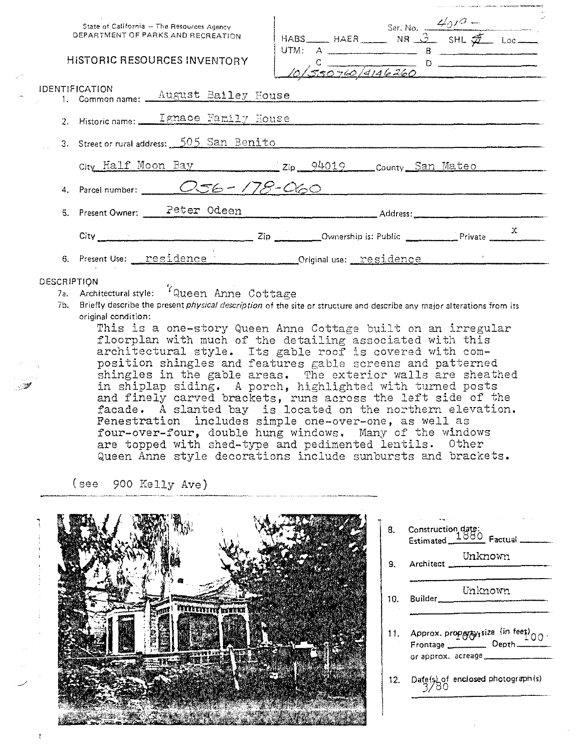State of California — The Resources Agency
DEPARTMENT OF PARKS AND RECREATION

# HISTORIC RESOURCES INVENTORY

Ser. No. 4010 –

HABS ____ HAER ____ NR 3 SHL # Loc ____

UTM: A ____ B ____
C ____ D ____

10/550760/4146260

## IDENTIFICATION

1. Common name: August Bailey House
2. Historic name: Ignace Family House
3. Street or rural address: 505 San Benito

   City Half Moon Bay Zip 94019 County San Mateo

4. Parcel number: 056-178-060
5. Present Owner: Peter Odeen Address: ____

   City ____ Zip ____ Ownership is: Public ____ Private X

6. Present Use: residence Original use: residence

## DESCRIPTION

7a. Architectural style: Queen Anne Cottage

7b. Briefly describe the present *physical description* of the site or structure and describe any major alterations from its original condition:

This is a one-story Queen Anne Cottage built on an irregular floorplan with much of the detailing associated with this architectural style. Its gable roof is covered with composition shingles and features gable screens and patterned shingles in the gable areas. The exterior walls are sheathed in shiplap siding. A porch, highlighted with turned posts and finely carved brackets, runs across the left side of the facade. A slanted bay is located on the northern elevation. Fenestration includes simple one-over-one, as well as four-over-four, double hung windows. Many of the windows are topped with shed-type and pedimented lentils. Other Queen Anne style decorations include sunbursts and brackets.

(see 900 Kelly Ave)

8. Construction date:
   Estimated 1880 Factual ____
9. Architect Unknown
10. Builder Unknown
11. Approx. property size (in feet)
    Frontage 100 Depth 100
    or approx. acreage ____
12. Date(s) of enclosed photograph(s)
    3/80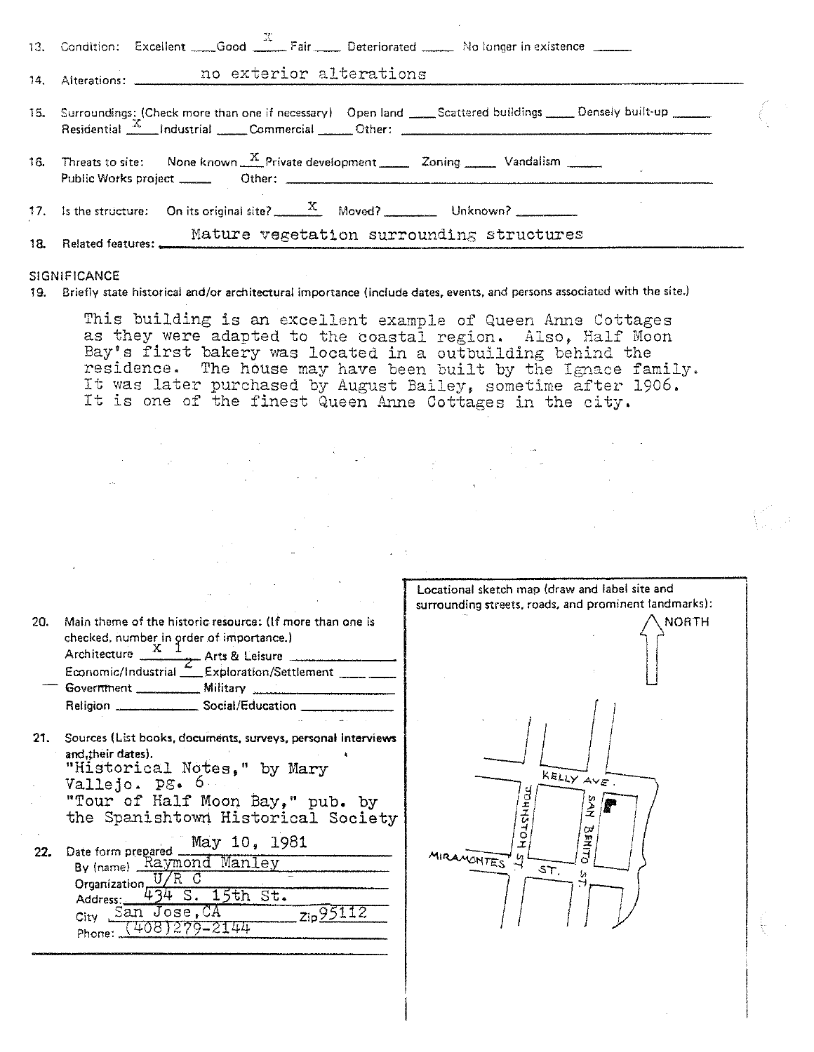13. Condition: Excellent ____ Good X Fair ____ Deteriorated ____ No longer in existence ____

14. Alterations: no exterior alterations

15. Surroundings: (Check more than one if necessary) Open land ____ Scattered buildings ____ Densely built-up ____
Residential X Industrial ____ Commercial ____ Other: ____

16. Threats to site: None known X Private development ____ Zoning ____ Vandalism ____
Public Works project ____ Other: ____

17. Is the structure: On its original site? X Moved? ____ Unknown? ____

18. Related features: Mature vegetation surrounding structures

SIGNIFICANCE

19. Briefly state historical and/or architectural importance (include dates, events, and persons associated with the site.)

This building is an excellent example of Queen Anne Cottages as they were adapted to the coastal region. Also, Half Moon Bay's first bakery was located in a outbuilding behind the residence. The house may have been built by the Ignace family. It was later purchased by August Bailey, sometime after 1906. It is one of the finest Queen Anne Cottages in the city.

20. Main theme of the historic resource: (If more than one is checked, number in order of importance.)
Architecture X 1 Arts & Leisure ____
Economic/Industrial 2 Exploration/Settlement ____
Government ____ Military ____
Religion ____ Social/Education ____

21. Sources (List books, documents, surveys, personal interviews and their dates).
"Historical Notes," by Mary Vallejo. pg. 6
"Tour of Half Moon Bay," pub. by the Spanishtown Historical Society

22. Date form prepared May 10, 1981
By (name) Raymond Manley
Organization U/R C
Address: 434 S. 15th St.
City San Jose, CA Zip 95112
Phone: (408)279-2144

Locational sketch map (draw and label site and surrounding streets, roads, and prominent landmarks):

NORTH

KELLY AVE.
JOHNSTON ST.
SAN BENITO ST.
MIRAMONTES ST.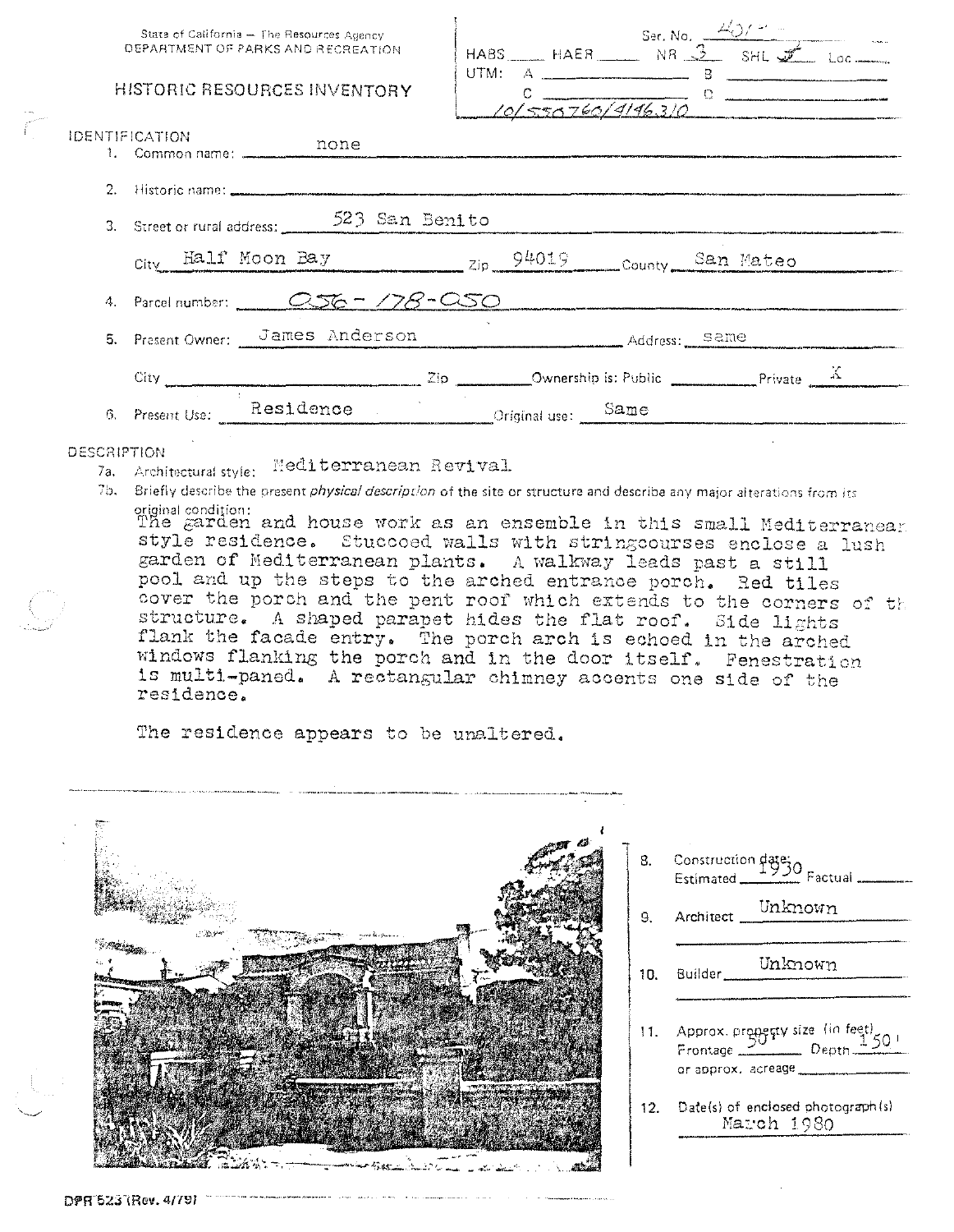State of California — The Resources Agency
DEPARTMENT OF PARKS AND RECREATION

# HISTORIC RESOURCES INVENTORY

Ser. No. 401-
HABS ____ HAER ____ NR 3 SHL ____ Loc ____
UTM: A ____________ B ____________
C ____________ D ____________
10/550760/4146310

## IDENTIFICATION

1. Common name: none
2. Historic name:
3. Street or rural address: 523 San Benito
   City Half Moon Bay Zip 94019 County San Mateo
4. Parcel number: 056-178-050
5. Present Owner: James Anderson Address: same
   City ____ Zip ____ Ownership is: Public ____ Private X
6. Present Use: Residence Original use: Same

## DESCRIPTION

7a. Architectural style: Mediterranean Revival

7b. Briefly describe the present *physical description* of the site or structure and describe any major alterations from its original condition:

The garden and house work as an ensemble in this small Mediterranean style residence. Stuccoed walls with stringcourses enclose a lush garden of Mediterranean plants. A walkway leads past a still pool and up the steps to the arched entrance porch. Red tiles cover the porch and the pent roof which extends to the corners of th structure. A shaped parapet hides the flat roof. Side lights flank the facade entry. The porch arch is echoed in the arched windows flanking the porch and in the door itself. Fenestration is multi-paned. A rectangular chimney accents one side of the residence.

The residence appears to be unaltered.

8. Construction date: Estimated 1930 Factual ____
9. Architect Unknown
10. Builder Unknown
11. Approx. property size (in feet) Frontage 50' Depth 150' or approx. acreage ____
12. Date(s) of enclosed photograph(s) March 1980

DPR 523 (Rev. 4/79)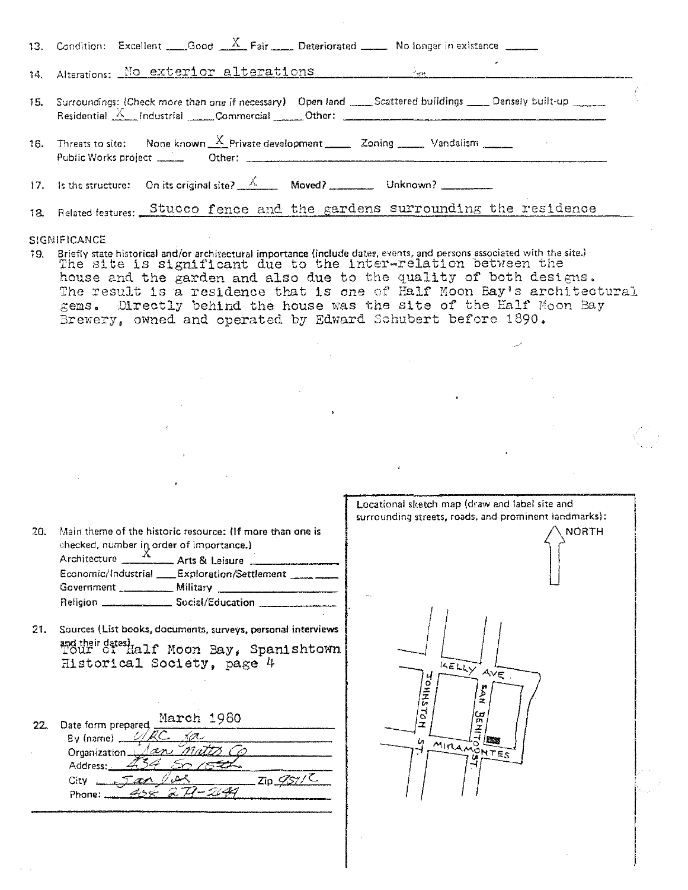13. Condition: Excellent ____ Good __X__ Fair ____ Deteriorated ____ No longer in existence ____

14. Alterations: No exterior alterations

15. Surroundings: (Check more than one if necessary) Open land ____ Scattered buildings ____ Densely built-up ____
Residential __X__ Industrial ____ Commercial ____ Other: ____

16. Threats to site: None known __X__ Private development ____ Zoning ____ Vandalism ____
Public Works project ____ Other: ____

17. Is the structure: On its original site? __X__ Moved? ____ Unknown? ____

18. Related features: Stucco fence and the gardens surrounding the residence

SIGNIFICANCE

19. Briefly state historical and/or architectural importance (include dates, events, and persons associated with the site.)
The site is significant due to the inter-relation between the house and the garden and also due to the quality of both designs. The result is a residence that is one of Half Moon Bay's architectural gems. Directly behind the house was the site of the Half Moon Bay Brewery, owned and operated by Edward Schubert before 1890.

20. Main theme of the historic resource: (If more than one is checked, number in order of importance.)
Architecture __X__ Arts & Leisure ____
Economic/Industrial ____ Exploration/Settlement ____
Government ____ Military ____
Religion ____ Social/Education ____

21. Sources (List books, documents, surveys, personal interviews and their dates).
Tour of Half Moon Bay, Spanishtown Historical Society, page 4

22. Date form prepared March 1980
By (name) URC Ja
Organization San Mateo Co
Address: 434 So 15th
City San Jose Zip 9512
Phone: 408 271-2144

Locational sketch map (draw and label site and surrounding streets, roads, and prominent landmarks):

NORTH

KELLY AVE.

JOHNSTON ST.

SAN BENITO ST.

MIRAMONTES